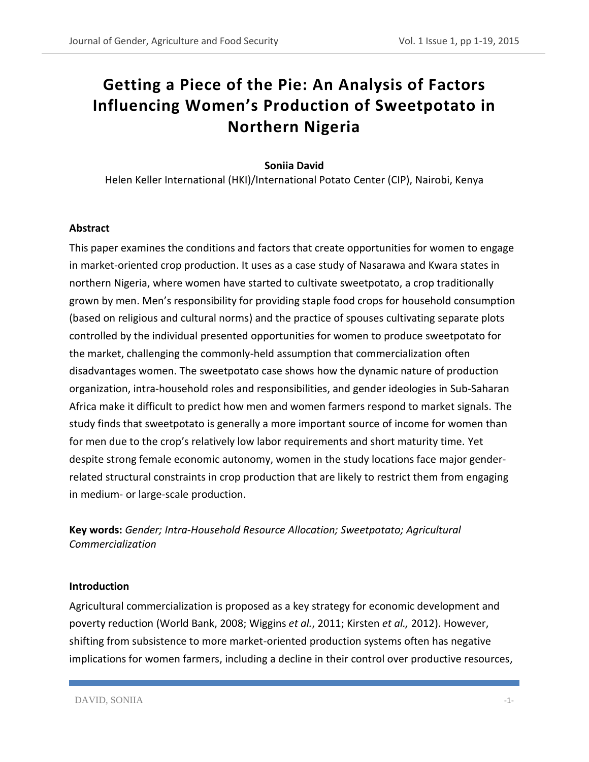# Getting a Piece of the Pie: An Analysis of Factors Influencing Women's Production of Sweetpotato in Northern Nigeria

**Soniia David**

Helen Keller International (HKI)/International Potato Center (CIP), Nairobi, Kenya

## Abstract

This paper examines the conditions and factors that create opportunities for women to engage in market-oriented crop production. It uses as a case study of Nasarawa and Kwara states in northern Nigeria, where women have started to cultivate sweetpotato, a crop traditionally grown by men. Men's responsibility for providing staple food crops for household consumption (based on religious and cultural norms) and the practice of spouses cultivating separate plots controlled by the individual presented opportunities for women to produce sweetpotato for the market, challenging the commonly-held assumption that commercialization often disadvantages women. The sweetpotato case shows how the dynamic nature of production organization, intra-household roles and responsibilities, and gender ideologies in Sub-Saharan Africa make it difficult to predict how men and women farmers respond to market signals. The study finds that sweetpotato is generally a more important source of income for women than for men due to the crop's relatively low labor requirements and short maturity time. Yet despite strong female economic autonomy, women in the study locations face major gender-related structural constraints in crop production that are likely to restrict them from engaging in medium- or large-scale production.

**Key words:** *Gender; Intra-Household Resource Allocation; Sweetpotato; Agricultural Commercialization*

## Introduction

Agricultural commercialization is proposed as a key strategy for economic development and poverty reduction (World Bank, 2008; Wiggins *et al.*, 2011; Kirsten *et al.,* 2012). However, shifting from subsistence to more market-oriented production systems often has negative implications for women farmers, including a decline in their control over productive resources,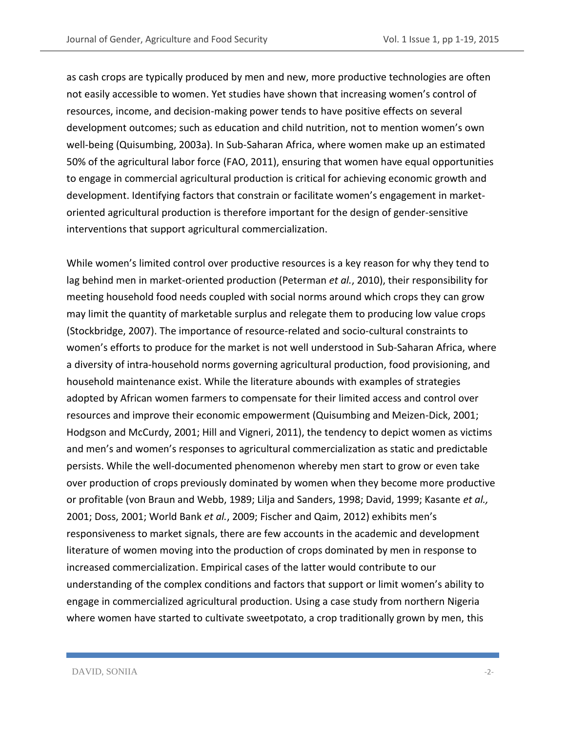as cash crops are typically produced by men and new, more productive technologies are often not easily accessible to women. Yet studies have shown that increasing women's control of resources, income, and decision-making power tends to have positive effects on several development outcomes; such as education and child nutrition, not to mention women's own well-being (Quisumbing, 2003a). In Sub-Saharan Africa, where women make up an estimated 50% of the agricultural labor force (FAO, 2011), ensuring that women have equal opportunities to engage in commercial agricultural production is critical for achieving economic growth and development. Identifying factors that constrain or facilitate women's engagement in market-oriented agricultural production is therefore important for the design of gender-sensitive interventions that support agricultural commercialization.

While women's limited control over productive resources is a key reason for why they tend to lag behind men in market-oriented production (Peterman *et al.*, 2010), their responsibility for meeting household food needs coupled with social norms around which crops they can grow may limit the quantity of marketable surplus and relegate them to producing low value crops (Stockbridge, 2007). The importance of resource-related and socio-cultural constraints to women's efforts to produce for the market is not well understood in Sub-Saharan Africa, where a diversity of intra-household norms governing agricultural production, food provisioning, and household maintenance exist. While the literature abounds with examples of strategies adopted by African women farmers to compensate for their limited access and control over resources and improve their economic empowerment (Quisumbing and Meizen-Dick, 2001; Hodgson and McCurdy, 2001; Hill and Vigneri, 2011), the tendency to depict women as victims and men's and women's responses to agricultural commercialization as static and predictable persists. While the well-documented phenomenon whereby men start to grow or even take over production of crops previously dominated by women when they become more productive or profitable (von Braun and Webb, 1989; Lilja and Sanders, 1998; David, 1999; Kasante *et al.,* 2001; Doss, 2001; World Bank *et al.*, 2009; Fischer and Qaim, 2012) exhibits men's responsiveness to market signals, there are few accounts in the academic and development literature of women moving into the production of crops dominated by men in response to increased commercialization. Empirical cases of the latter would contribute to our understanding of the complex conditions and factors that support or limit women's ability to engage in commercialized agricultural production. Using a case study from northern Nigeria where women have started to cultivate sweetpotato, a crop traditionally grown by men, this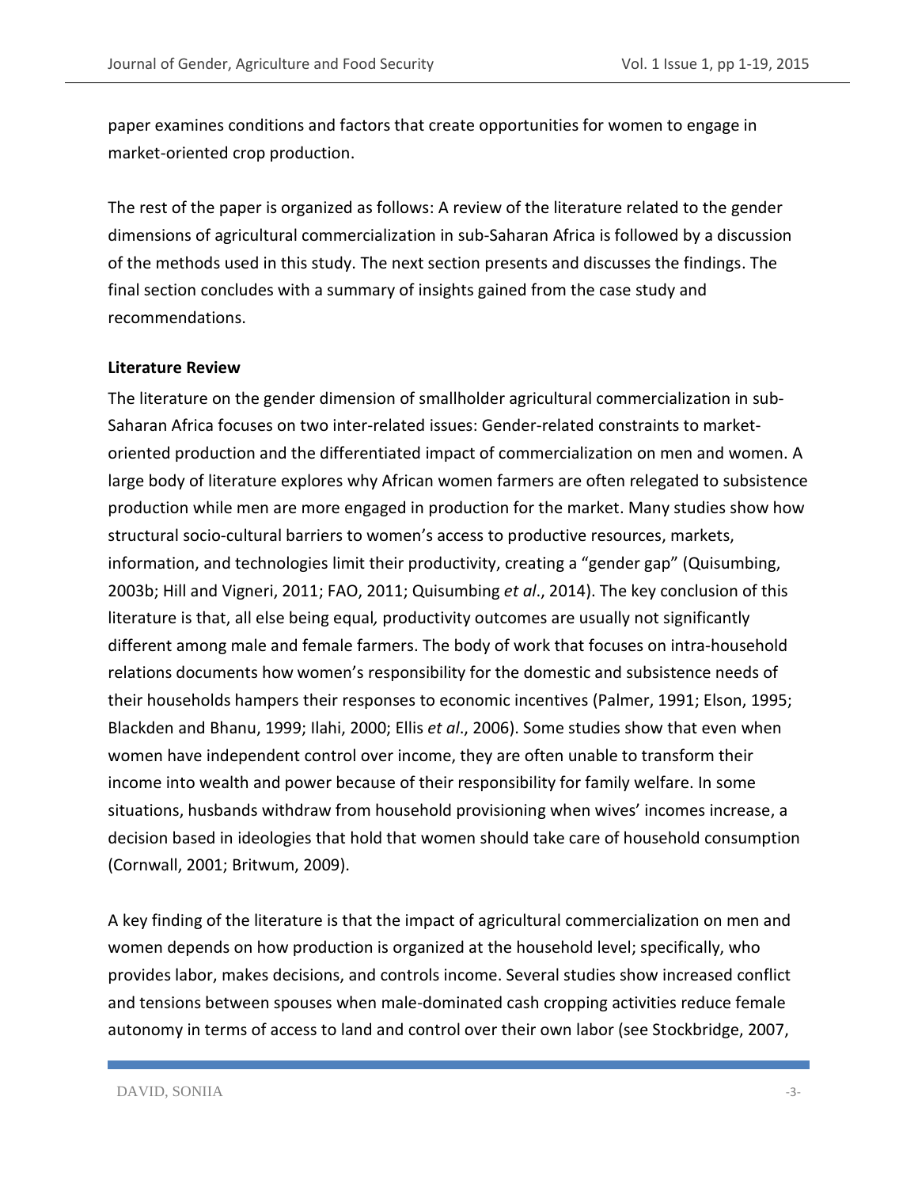paper examines conditions and factors that create opportunities for women to engage in market-oriented crop production.

The rest of the paper is organized as follows: A review of the literature related to the gender dimensions of agricultural commercialization in sub-Saharan Africa is followed by a discussion of the methods used in this study. The next section presents and discusses the findings. The final section concludes with a summary of insights gained from the case study and recommendations.

**Literature Review**

The literature on the gender dimension of smallholder agricultural commercialization in sub-Saharan Africa focuses on two inter-related issues: Gender-related constraints to market-oriented production and the differentiated impact of commercialization on men and women. A large body of literature explores why African women farmers are often relegated to subsistence production while men are more engaged in production for the market. Many studies show how structural socio-cultural barriers to women's access to productive resources, markets, information, and technologies limit their productivity, creating a "gender gap" (Quisumbing, 2003b; Hill and Vigneri, 2011; FAO, 2011; Quisumbing *et al*., 2014). The key conclusion of this literature is that, all else being equal*,* productivity outcomes are usually not significantly different among male and female farmers. The body of work that focuses on intra-household relations documents how women's responsibility for the domestic and subsistence needs of their households hampers their responses to economic incentives (Palmer, 1991; Elson, 1995; Blackden and Bhanu, 1999; Ilahi, 2000; Ellis *et al*., 2006). Some studies show that even when women have independent control over income, they are often unable to transform their income into wealth and power because of their responsibility for family welfare. In some situations, husbands withdraw from household provisioning when wives' incomes increase, a decision based in ideologies that hold that women should take care of household consumption (Cornwall, 2001; Britwum, 2009).

A key finding of the literature is that the impact of agricultural commercialization on men and women depends on how production is organized at the household level; specifically, who provides labor, makes decisions, and controls income. Several studies show increased conflict and tensions between spouses when male-dominated cash cropping activities reduce female autonomy in terms of access to land and control over their own labor (see Stockbridge, 2007,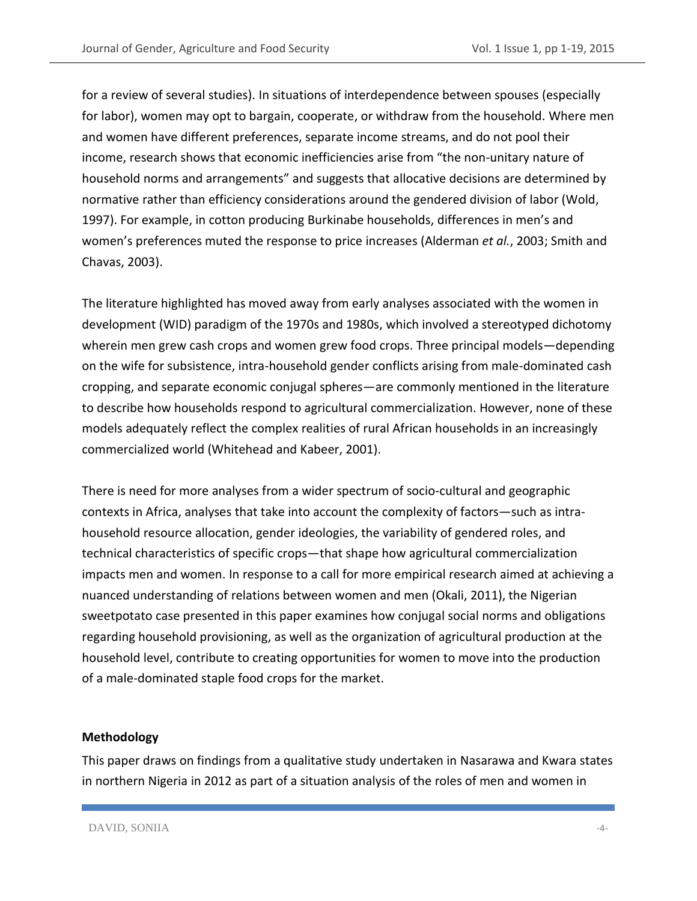for a review of several studies). In situations of interdependence between spouses (especially for labor), women may opt to bargain, cooperate, or withdraw from the household. Where men and women have different preferences, separate income streams, and do not pool their income, research shows that economic inefficiencies arise from "the non-unitary nature of household norms and arrangements" and suggests that allocative decisions are determined by normative rather than efficiency considerations around the gendered division of labor (Wold, 1997). For example, in cotton producing Burkinabe households, differences in men's and women's preferences muted the response to price increases (Alderman *et al.*, 2003; Smith and Chavas, 2003).

The literature highlighted has moved away from early analyses associated with the women in development (WID) paradigm of the 1970s and 1980s, which involved a stereotyped dichotomy wherein men grew cash crops and women grew food crops. Three principal models—depending on the wife for subsistence, intra-household gender conflicts arising from male-dominated cash cropping, and separate economic conjugal spheres—are commonly mentioned in the literature to describe how households respond to agricultural commercialization. However, none of these models adequately reflect the complex realities of rural African households in an increasingly commercialized world (Whitehead and Kabeer, 2001).

There is need for more analyses from a wider spectrum of socio-cultural and geographic contexts in Africa, analyses that take into account the complexity of factors—such as intra-household resource allocation, gender ideologies, the variability of gendered roles, and technical characteristics of specific crops—that shape how agricultural commercialization impacts men and women. In response to a call for more empirical research aimed at achieving a nuanced understanding of relations between women and men (Okali, 2011), the Nigerian sweetpotato case presented in this paper examines how conjugal social norms and obligations regarding household provisioning, as well as the organization of agricultural production at the household level, contribute to creating opportunities for women to move into the production of a male-dominated staple food crops for the market.

**Methodology**

This paper draws on findings from a qualitative study undertaken in Nasarawa and Kwara states in northern Nigeria in 2012 as part of a situation analysis of the roles of men and women in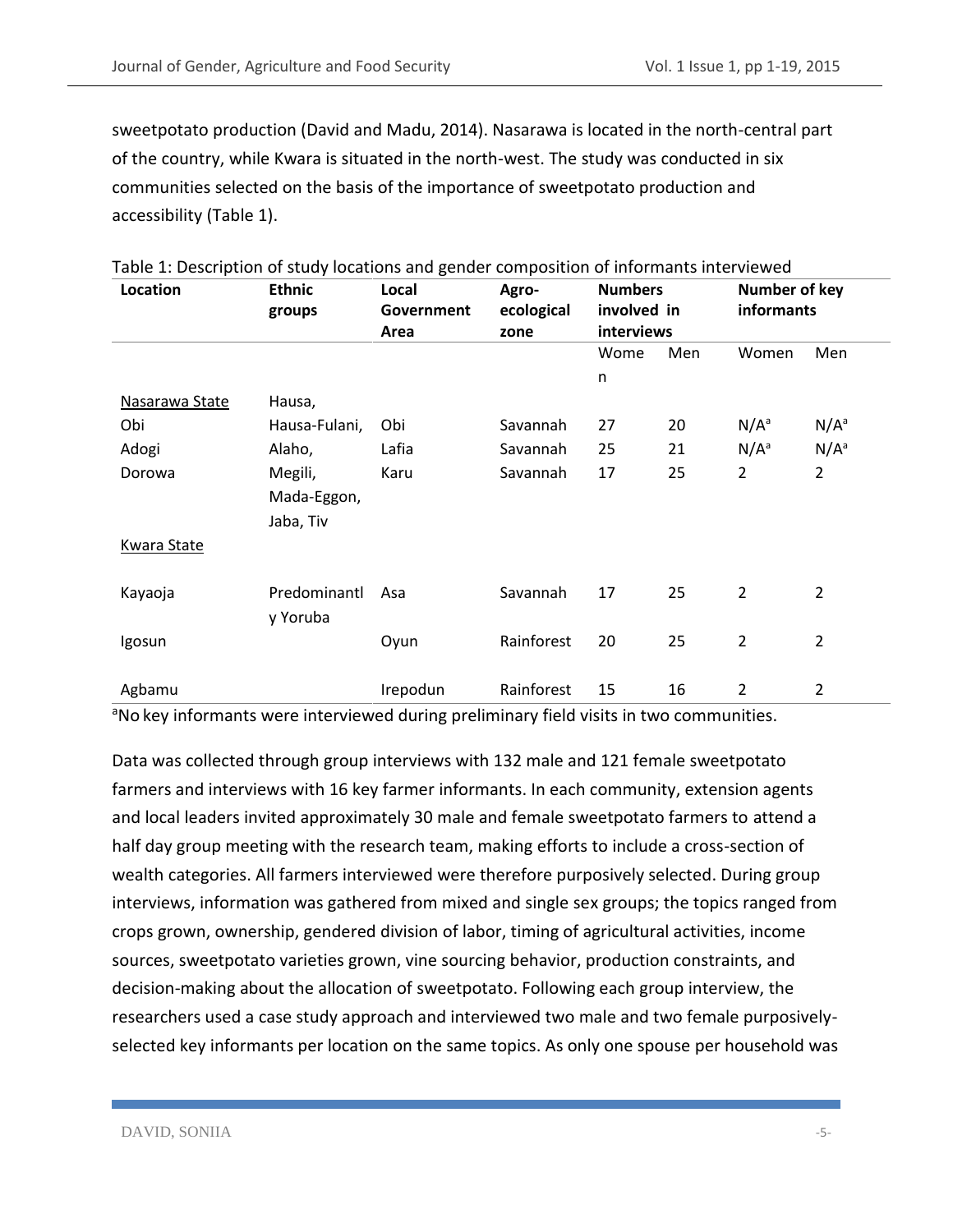sweetpotato production (David and Madu, 2014). Nasarawa is located in the north-central part of the country, while Kwara is situated in the north-west. The study was conducted in six communities selected on the basis of the importance of sweetpotato production and accessibility (Table 1).

Table 1: Description of study locations and gender composition of informants interviewed

| Location | Ethnic groups | Local Government Area | Agro-ecological zone | Numbers involved in interviews | | Number of key informants | |
|---|---|---|---|---|---|---|---|
| | | | | Women | Men | Women | Men |
| Nasarawa State | Hausa, Hausa-Fulani, Alaho, Megili, Mada-Eggon, Jaba, Tiv | | | | | | |
| Obi | | Obi | Savannah | 27 | 20 | N/A[a] | N/A[a] |
| Adogi | | Lafia | Savannah | 25 | 21 | N/A[a] | N/A[a] |
| Dorowa | | Karu | Savannah | 17 | 25 | 2 | 2 |
| Kwara State | | | | | | | |
| Kayaoja | Predominantly Yoruba | Asa | Savannah | 17 | 25 | 2 | 2 |
| Igosun | | Oyun | Rainforest | 20 | 25 | 2 | 2 |
| Agbamu | | Irepodun | Rainforest | 15 | 16 | 2 | 2 |

[a]No key informants were interviewed during preliminary field visits in two communities.

Data was collected through group interviews with 132 male and 121 female sweetpotato farmers and interviews with 16 key farmer informants. In each community, extension agents and local leaders invited approximately 30 male and female sweetpotato farmers to attend a half day group meeting with the research team, making efforts to include a cross-section of wealth categories. All farmers interviewed were therefore purposively selected. During group interviews, information was gathered from mixed and single sex groups; the topics ranged from crops grown, ownership, gendered division of labor, timing of agricultural activities, income sources, sweetpotato varieties grown, vine sourcing behavior, production constraints, and decision-making about the allocation of sweetpotato. Following each group interview, the researchers used a case study approach and interviewed two male and two female purposively-selected key informants per location on the same topics. As only one spouse per household was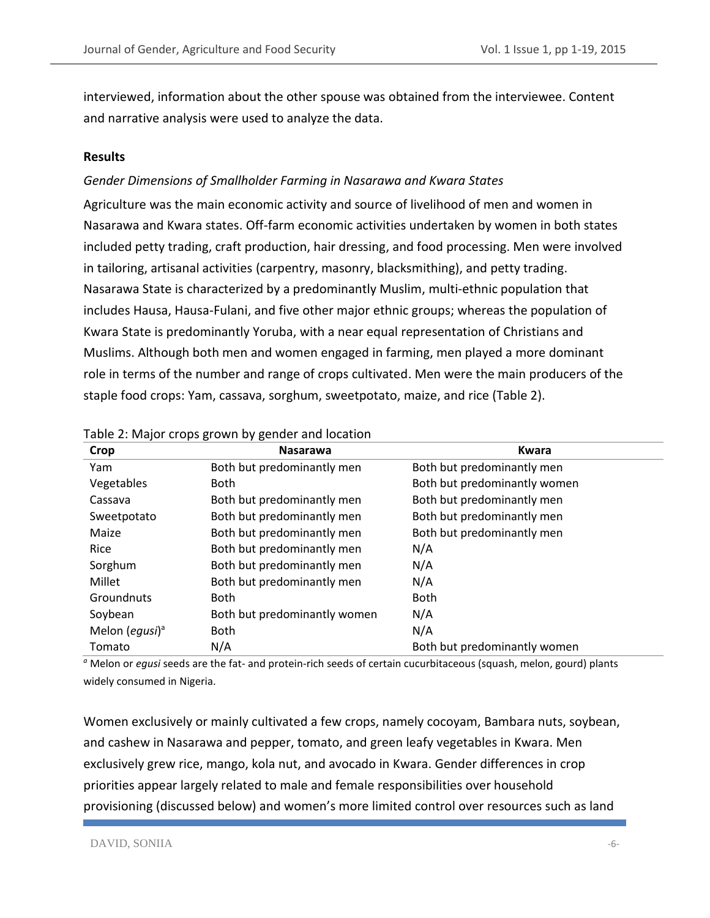interviewed, information about the other spouse was obtained from the interviewee. Content and narrative analysis were used to analyze the data.

**Results**

*Gender Dimensions of Smallholder Farming in Nasarawa and Kwara States*

Agriculture was the main economic activity and source of livelihood of men and women in Nasarawa and Kwara states. Off-farm economic activities undertaken by women in both states included petty trading, craft production, hair dressing, and food processing. Men were involved in tailoring, artisanal activities (carpentry, masonry, blacksmithing), and petty trading. Nasarawa State is characterized by a predominantly Muslim, multi-ethnic population that includes Hausa, Hausa-Fulani, and five other major ethnic groups; whereas the population of Kwara State is predominantly Yoruba, with a near equal representation of Christians and Muslims. Although both men and women engaged in farming, men played a more dominant role in terms of the number and range of crops cultivated. Men were the main producers of the staple food crops: Yam, cassava, sorghum, sweetpotato, maize, and rice (Table 2).

Table 2: Major crops grown by gender and location

| Crop | Nasarawa | Kwara |
|---|---|---|
| Yam | Both but predominantly men | Both but predominantly men |
| Vegetables | Both | Both but predominantly women |
| Cassava | Both but predominantly men | Both but predominantly men |
| Sweetpotato | Both but predominantly men | Both but predominantly men |
| Maize | Both but predominantly men | Both but predominantly men |
| Rice | Both but predominantly men | N/A |
| Sorghum | Both but predominantly men | N/A |
| Millet | Both but predominantly men | N/A |
| Groundnuts | Both | Both |
| Soybean | Both but predominantly women | N/A |
| Melon (*egusi*)[a] | Both | N/A |
| Tomato | N/A | Both but predominantly women |

[a] Melon or *egusi* seeds are the fat- and protein-rich seeds of certain cucurbitaceous (squash, melon, gourd) plants widely consumed in Nigeria.

Women exclusively or mainly cultivated a few crops, namely cocoyam, Bambara nuts, soybean, and cashew in Nasarawa and pepper, tomato, and green leafy vegetables in Kwara. Men exclusively grew rice, mango, kola nut, and avocado in Kwara. Gender differences in crop priorities appear largely related to male and female responsibilities over household provisioning (discussed below) and women's more limited control over resources such as land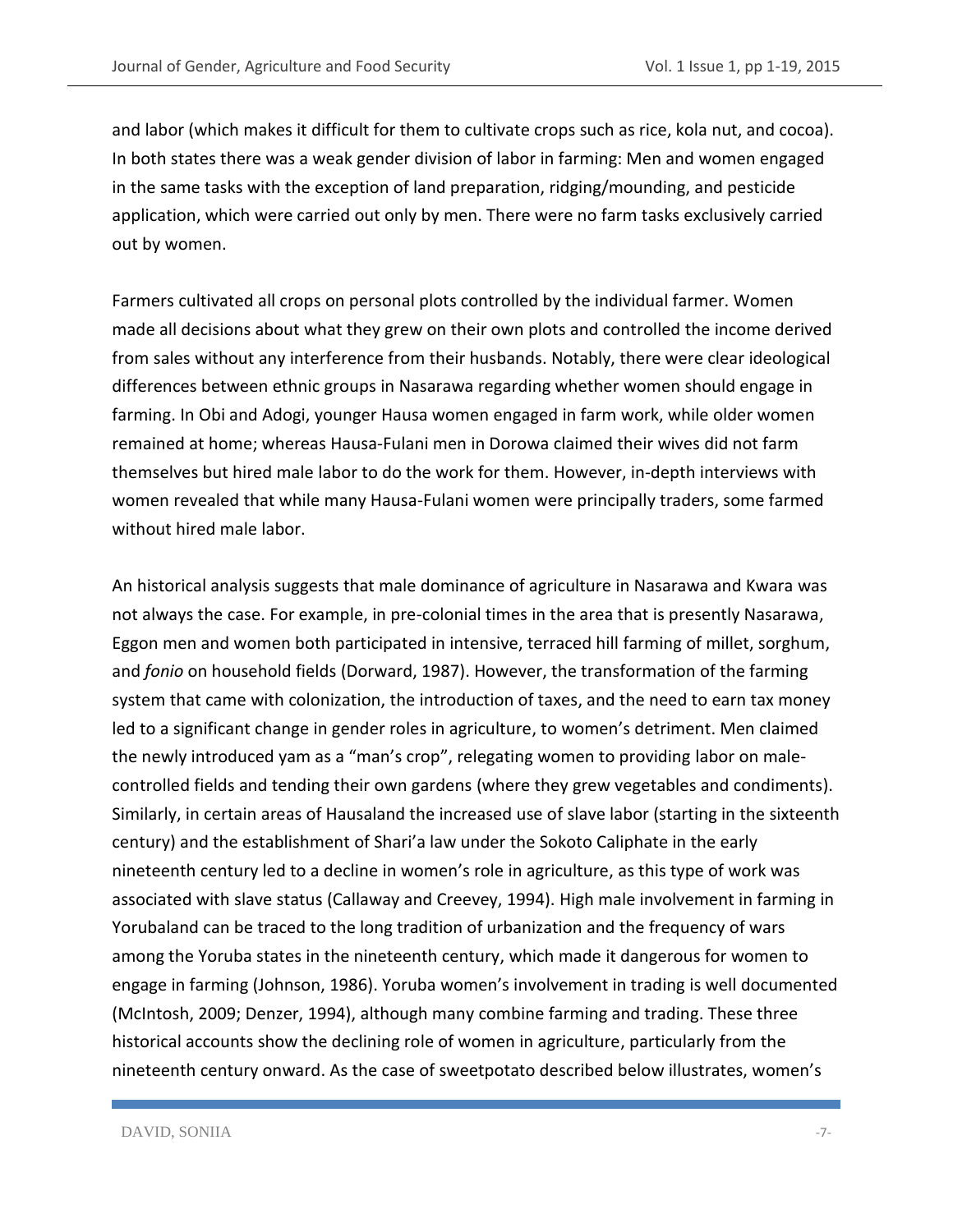and labor (which makes it difficult for them to cultivate crops such as rice, kola nut, and cocoa). In both states there was a weak gender division of labor in farming: Men and women engaged in the same tasks with the exception of land preparation, ridging/mounding, and pesticide application, which were carried out only by men. There were no farm tasks exclusively carried out by women.

Farmers cultivated all crops on personal plots controlled by the individual farmer. Women made all decisions about what they grew on their own plots and controlled the income derived from sales without any interference from their husbands. Notably, there were clear ideological differences between ethnic groups in Nasarawa regarding whether women should engage in farming. In Obi and Adogi, younger Hausa women engaged in farm work, while older women remained at home; whereas Hausa-Fulani men in Dorowa claimed their wives did not farm themselves but hired male labor to do the work for them. However, in-depth interviews with women revealed that while many Hausa-Fulani women were principally traders, some farmed without hired male labor.

An historical analysis suggests that male dominance of agriculture in Nasarawa and Kwara was not always the case. For example, in pre-colonial times in the area that is presently Nasarawa, Eggon men and women both participated in intensive, terraced hill farming of millet, sorghum, and *fonio* on household fields (Dorward, 1987). However, the transformation of the farming system that came with colonization, the introduction of taxes, and the need to earn tax money led to a significant change in gender roles in agriculture, to women's detriment. Men claimed the newly introduced yam as a "man's crop", relegating women to providing labor on male-controlled fields and tending their own gardens (where they grew vegetables and condiments). Similarly, in certain areas of Hausaland the increased use of slave labor (starting in the sixteenth century) and the establishment of Shari'a law under the Sokoto Caliphate in the early nineteenth century led to a decline in women's role in agriculture, as this type of work was associated with slave status (Callaway and Creevey, 1994). High male involvement in farming in Yorubaland can be traced to the long tradition of urbanization and the frequency of wars among the Yoruba states in the nineteenth century, which made it dangerous for women to engage in farming (Johnson, 1986). Yoruba women's involvement in trading is well documented (McIntosh, 2009; Denzer, 1994), although many combine farming and trading. These three historical accounts show the declining role of women in agriculture, particularly from the nineteenth century onward. As the case of sweetpotato described below illustrates, women's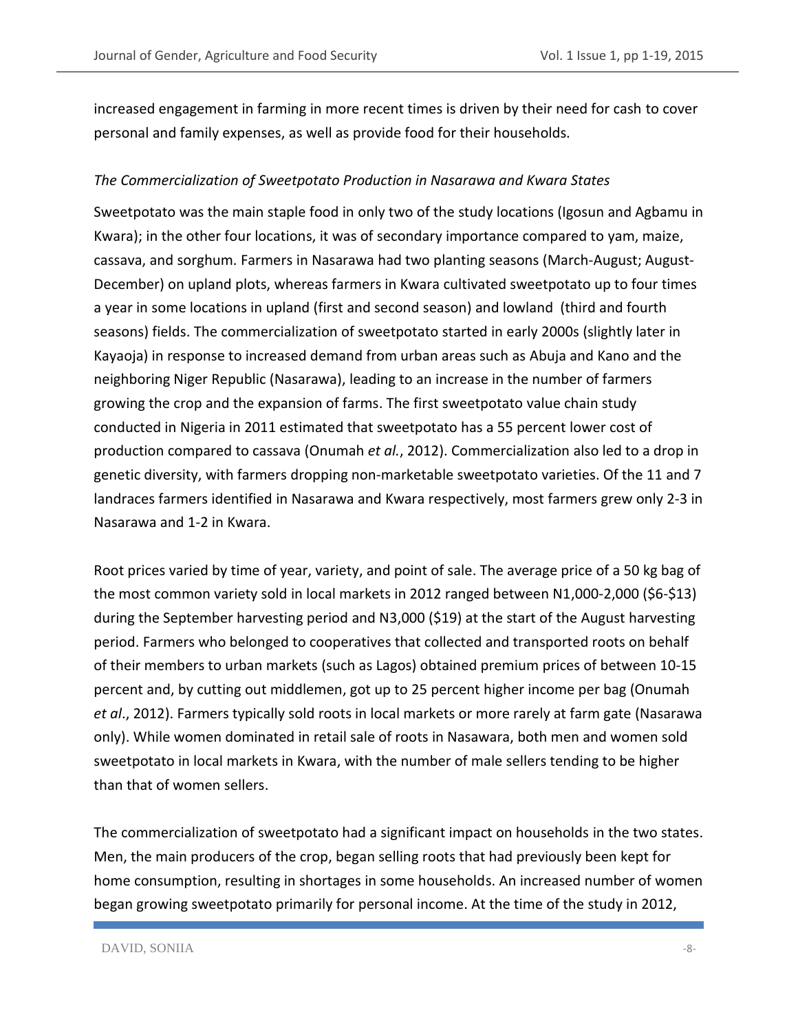increased engagement in farming in more recent times is driven by their need for cash to cover personal and family expenses, as well as provide food for their households.

### *The Commercialization of Sweetpotato Production in Nasarawa and Kwara States*

Sweetpotato was the main staple food in only two of the study locations (Igosun and Agbamu in Kwara); in the other four locations, it was of secondary importance compared to yam, maize, cassava, and sorghum. Farmers in Nasarawa had two planting seasons (March-August; August-December) on upland plots, whereas farmers in Kwara cultivated sweetpotato up to four times a year in some locations in upland (first and second season) and lowland (third and fourth seasons) fields. The commercialization of sweetpotato started in early 2000s (slightly later in Kayaoja) in response to increased demand from urban areas such as Abuja and Kano and the neighboring Niger Republic (Nasarawa), leading to an increase in the number of farmers growing the crop and the expansion of farms. The first sweetpotato value chain study conducted in Nigeria in 2011 estimated that sweetpotato has a 55 percent lower cost of production compared to cassava (Onumah *et al.*, 2012). Commercialization also led to a drop in genetic diversity, with farmers dropping non-marketable sweetpotato varieties. Of the 11 and 7 landraces farmers identified in Nasarawa and Kwara respectively, most farmers grew only 2-3 in Nasarawa and 1-2 in Kwara.

Root prices varied by time of year, variety, and point of sale. The average price of a 50 kg bag of the most common variety sold in local markets in 2012 ranged between N1,000-2,000 ($6-$13) during the September harvesting period and N3,000 ($19) at the start of the August harvesting period. Farmers who belonged to cooperatives that collected and transported roots on behalf of their members to urban markets (such as Lagos) obtained premium prices of between 10-15 percent and, by cutting out middlemen, got up to 25 percent higher income per bag (Onumah *et al*., 2012). Farmers typically sold roots in local markets or more rarely at farm gate (Nasarawa only). While women dominated in retail sale of roots in Nasawara, both men and women sold sweetpotato in local markets in Kwara, with the number of male sellers tending to be higher than that of women sellers.

The commercialization of sweetpotato had a significant impact on households in the two states. Men, the main producers of the crop, began selling roots that had previously been kept for home consumption, resulting in shortages in some households. An increased number of women began growing sweetpotato primarily for personal income. At the time of the study in 2012,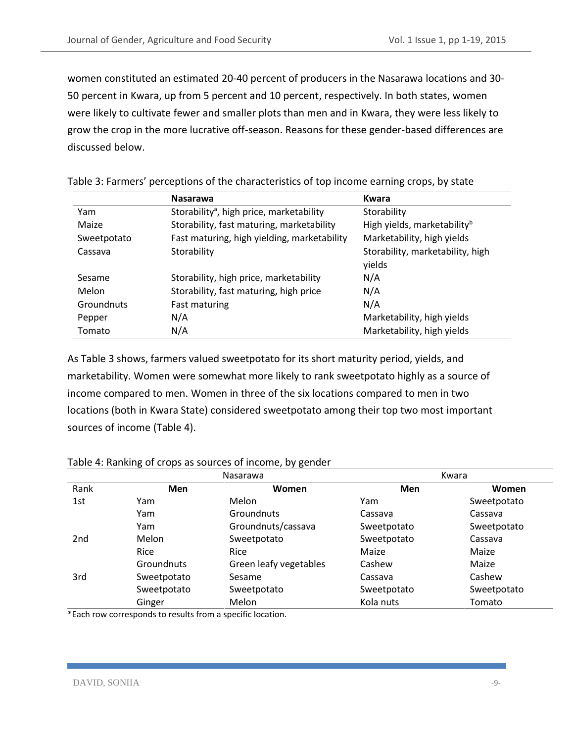women constituted an estimated 20-40 percent of producers in the Nasarawa locations and 30-50 percent in Kwara, up from 5 percent and 10 percent, respectively. In both states, women were likely to cultivate fewer and smaller plots than men and in Kwara, they were less likely to grow the crop in the more lucrative off-season. Reasons for these gender-based differences are discussed below.

Table 3: Farmers' perceptions of the characteristics of top income earning crops, by state

| | Nasarawa | Kwara |
|---|---|---|
| Yam | Storability[a], high price, marketability | Storability |
| Maize | Storability, fast maturing, marketability | High yields, marketability[b] |
| Sweetpotato | Fast maturing, high yielding, marketability | Marketability, high yields |
| Cassava | Storability | Storability, marketability, high yields |
| Sesame | Storability, high price, marketability | N/A |
| Melon | Storability, fast maturing, high price | N/A |
| Groundnuts | Fast maturing | N/A |
| Pepper | N/A | Marketability, high yields |
| Tomato | N/A | Marketability, high yields |

As Table 3 shows, farmers valued sweetpotato for its short maturity period, yields, and marketability. Women were somewhat more likely to rank sweetpotato highly as a source of income compared to men. Women in three of the six locations compared to men in two locations (both in Kwara State) considered sweetpotato among their top two most important sources of income (Table 4).

Table 4: Ranking of crops as sources of income, by gender

| | Nasarawa | | Kwara | |
|---|---|---|---|---|
| Rank | Men | Women | Men | Women |
| 1st | Yam | Melon | Yam | Sweetpotato |
| | Yam | Groundnuts | Cassava | Cassava |
| | Yam | Groundnuts/cassava | Sweetpotato | Sweetpotato |
| 2nd | Melon | Sweetpotato | Sweetpotato | Cassava |
| | Rice | Rice | Maize | Maize |
| | Groundnuts | Green leafy vegetables | Cashew | Maize |
| 3rd | Sweetpotato | Sesame | Cassava | Cashew |
| | Sweetpotato | Sweetpotato | Sweetpotato | Sweetpotato |
| | Ginger | Melon | Kola nuts | Tomato |

*Each row corresponds to results from a specific location.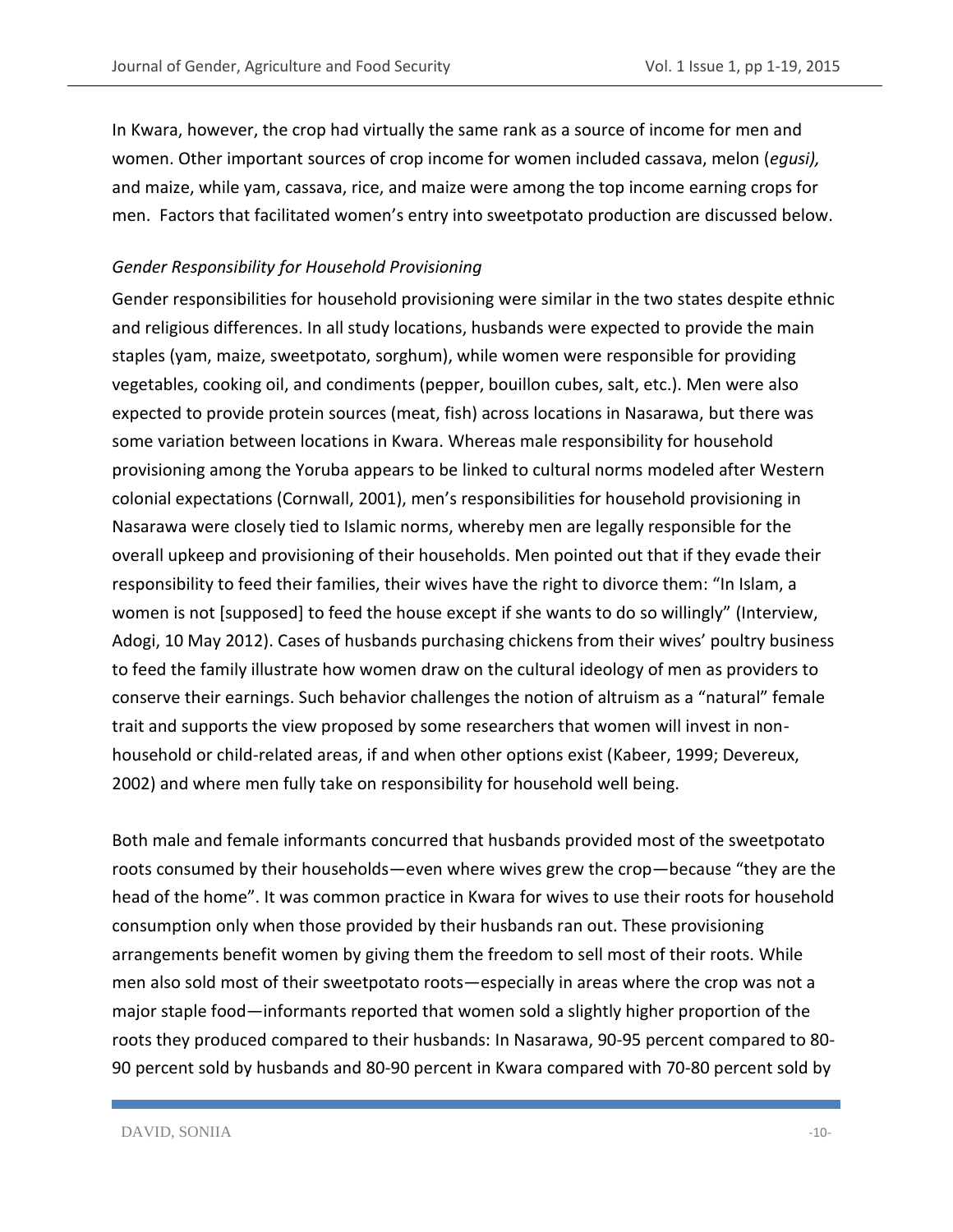In Kwara, however, the crop had virtually the same rank as a source of income for men and women. Other important sources of crop income for women included cassava, melon (*egusi),* and maize, while yam, cassava, rice, and maize were among the top income earning crops for men. Factors that facilitated women's entry into sweetpotato production are discussed below.

### *Gender Responsibility for Household Provisioning*

Gender responsibilities for household provisioning were similar in the two states despite ethnic and religious differences. In all study locations, husbands were expected to provide the main staples (yam, maize, sweetpotato, sorghum), while women were responsible for providing vegetables, cooking oil, and condiments (pepper, bouillon cubes, salt, etc.). Men were also expected to provide protein sources (meat, fish) across locations in Nasarawa, but there was some variation between locations in Kwara. Whereas male responsibility for household provisioning among the Yoruba appears to be linked to cultural norms modeled after Western colonial expectations (Cornwall, 2001), men's responsibilities for household provisioning in Nasarawa were closely tied to Islamic norms, whereby men are legally responsible for the overall upkeep and provisioning of their households. Men pointed out that if they evade their responsibility to feed their families, their wives have the right to divorce them: "In Islam, a women is not [supposed] to feed the house except if she wants to do so willingly" (Interview, Adogi, 10 May 2012). Cases of husbands purchasing chickens from their wives' poultry business to feed the family illustrate how women draw on the cultural ideology of men as providers to conserve their earnings. Such behavior challenges the notion of altruism as a "natural" female trait and supports the view proposed by some researchers that women will invest in non-household or child-related areas, if and when other options exist (Kabeer, 1999; Devereux, 2002) and where men fully take on responsibility for household well being.

Both male and female informants concurred that husbands provided most of the sweetpotato roots consumed by their households—even where wives grew the crop—because "they are the head of the home". It was common practice in Kwara for wives to use their roots for household consumption only when those provided by their husbands ran out. These provisioning arrangements benefit women by giving them the freedom to sell most of their roots. While men also sold most of their sweetpotato roots—especially in areas where the crop was not a major staple food—informants reported that women sold a slightly higher proportion of the roots they produced compared to their husbands: In Nasarawa, 90-95 percent compared to 80-90 percent sold by husbands and 80-90 percent in Kwara compared with 70-80 percent sold by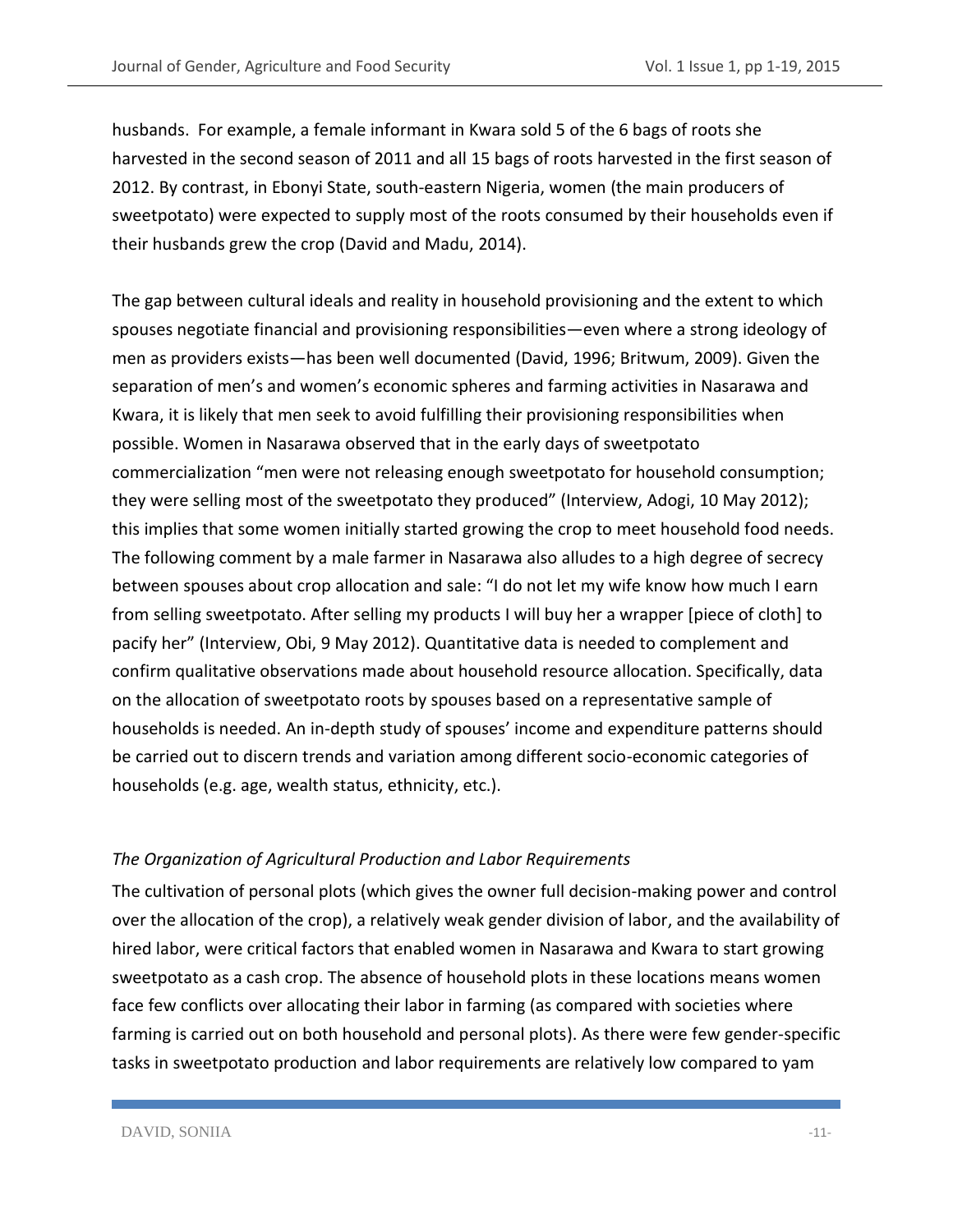husbands. For example, a female informant in Kwara sold 5 of the 6 bags of roots she harvested in the second season of 2011 and all 15 bags of roots harvested in the first season of 2012. By contrast, in Ebonyi State, south-eastern Nigeria, women (the main producers of sweetpotato) were expected to supply most of the roots consumed by their households even if their husbands grew the crop (David and Madu, 2014).

The gap between cultural ideals and reality in household provisioning and the extent to which spouses negotiate financial and provisioning responsibilities—even where a strong ideology of men as providers exists—has been well documented (David, 1996; Britwum, 2009). Given the separation of men's and women's economic spheres and farming activities in Nasarawa and Kwara, it is likely that men seek to avoid fulfilling their provisioning responsibilities when possible. Women in Nasarawa observed that in the early days of sweetpotato commercialization "men were not releasing enough sweetpotato for household consumption; they were selling most of the sweetpotato they produced" (Interview, Adogi, 10 May 2012); this implies that some women initially started growing the crop to meet household food needs. The following comment by a male farmer in Nasarawa also alludes to a high degree of secrecy between spouses about crop allocation and sale: "I do not let my wife know how much I earn from selling sweetpotato. After selling my products I will buy her a wrapper [piece of cloth] to pacify her" (Interview, Obi, 9 May 2012). Quantitative data is needed to complement and confirm qualitative observations made about household resource allocation. Specifically, data on the allocation of sweetpotato roots by spouses based on a representative sample of households is needed. An in-depth study of spouses' income and expenditure patterns should be carried out to discern trends and variation among different socio-economic categories of households (e.g. age, wealth status, ethnicity, etc.).

### *The Organization of Agricultural Production and Labor Requirements*

The cultivation of personal plots (which gives the owner full decision-making power and control over the allocation of the crop), a relatively weak gender division of labor, and the availability of hired labor, were critical factors that enabled women in Nasarawa and Kwara to start growing sweetpotato as a cash crop. The absence of household plots in these locations means women face few conflicts over allocating their labor in farming (as compared with societies where farming is carried out on both household and personal plots). As there were few gender-specific tasks in sweetpotato production and labor requirements are relatively low compared to yam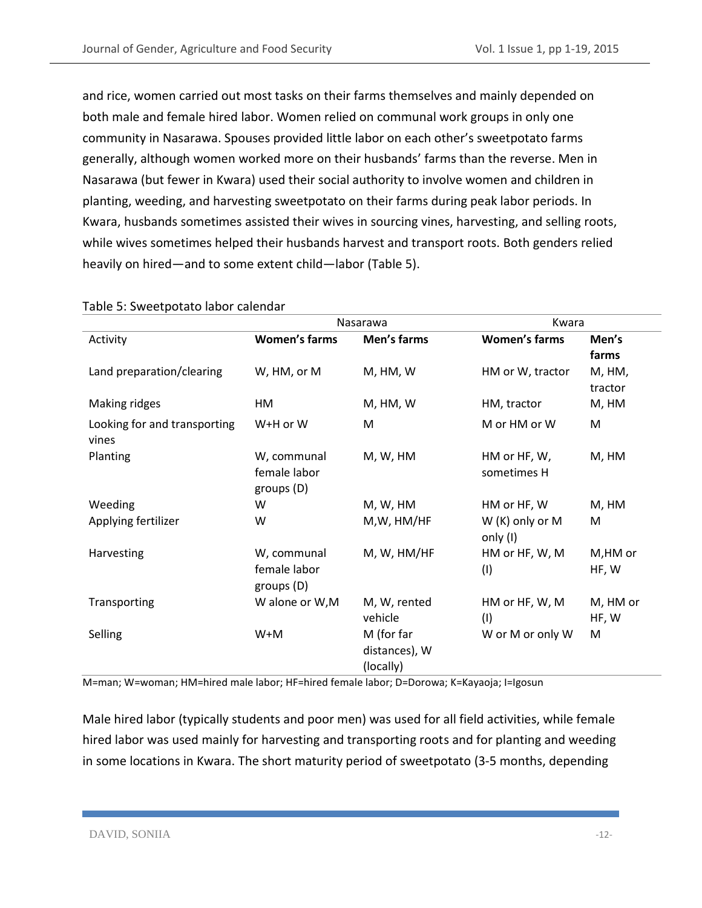and rice, women carried out most tasks on their farms themselves and mainly depended on both male and female hired labor. Women relied on communal work groups in only one community in Nasarawa. Spouses provided little labor on each other's sweetpotato farms generally, although women worked more on their husbands' farms than the reverse. Men in Nasarawa (but fewer in Kwara) used their social authority to involve women and children in planting, weeding, and harvesting sweetpotato on their farms during peak labor periods. In Kwara, husbands sometimes assisted their wives in sourcing vines, harvesting, and selling roots, while wives sometimes helped their husbands harvest and transport roots. Both genders relied heavily on hired—and to some extent child—labor (Table 5).

Table 5: Sweetpotato labor calendar

| | Nasarawa | | Kwara | |
|---|---|---|---|---|
| Activity | **Women's farms** | **Men's farms** | **Women's farms** | **Men's farms** |
| Land preparation/clearing | W, HM, or M | M, HM, W | HM or W, tractor | M, HM, tractor |
| Making ridges | HM | M, HM, W | HM, tractor | M, HM |
| Looking for and transporting vines | W+H or W | M | M or HM or W | M |
| Planting | W, communal female labor groups (D) | M, W, HM | HM or HF, W, sometimes H | M, HM |
| Weeding | W | M, W, HM | HM or HF, W | M, HM |
| Applying fertilizer | W | M,W, HM/HF | W (K) only or M only (I) | M |
| Harvesting | W, communal female labor groups (D) | M, W, HM/HF | HM or HF, W, M (I) | M,HM or HF, W |
| Transporting | W alone or W,M | M, W, rented vehicle | HM or HF, W, M (I) | M, HM or HF, W |
| Selling | W+M | M (for far distances), W (locally) | W or M or only W | M |

M=man; W=woman; HM=hired male labor; HF=hired female labor; D=Dorowa; K=Kayaoja; I=Igosun

Male hired labor (typically students and poor men) was used for all field activities, while female hired labor was used mainly for harvesting and transporting roots and for planting and weeding in some locations in Kwara. The short maturity period of sweetpotato (3-5 months, depending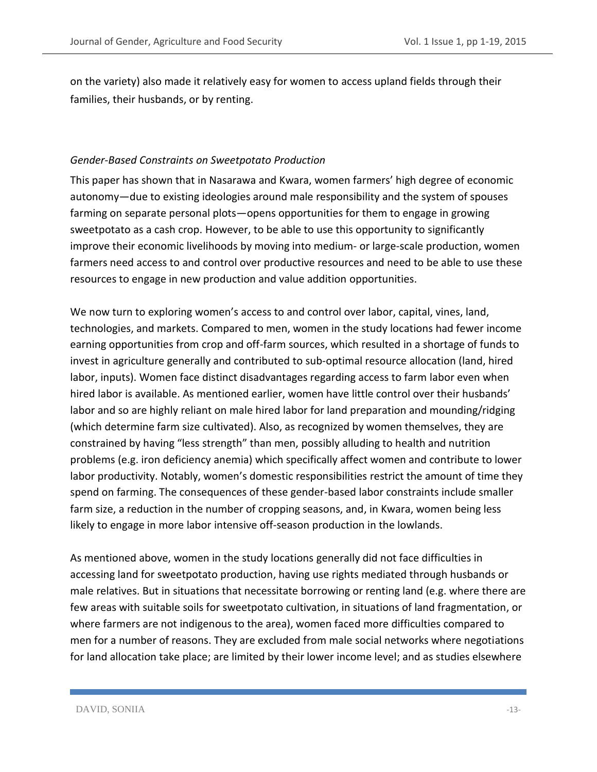on the variety) also made it relatively easy for women to access upland fields through their families, their husbands, or by renting.

*Gender-Based Constraints on Sweetpotato Production*

This paper has shown that in Nasarawa and Kwara, women farmers' high degree of economic autonomy—due to existing ideologies around male responsibility and the system of spouses farming on separate personal plots—opens opportunities for them to engage in growing sweetpotato as a cash crop. However, to be able to use this opportunity to significantly improve their economic livelihoods by moving into medium- or large-scale production, women farmers need access to and control over productive resources and need to be able to use these resources to engage in new production and value addition opportunities.

We now turn to exploring women's access to and control over labor, capital, vines, land, technologies, and markets. Compared to men, women in the study locations had fewer income earning opportunities from crop and off-farm sources, which resulted in a shortage of funds to invest in agriculture generally and contributed to sub-optimal resource allocation (land, hired labor, inputs). Women face distinct disadvantages regarding access to farm labor even when hired labor is available. As mentioned earlier, women have little control over their husbands' labor and so are highly reliant on male hired labor for land preparation and mounding/ridging (which determine farm size cultivated). Also, as recognized by women themselves, they are constrained by having "less strength" than men, possibly alluding to health and nutrition problems (e.g. iron deficiency anemia) which specifically affect women and contribute to lower labor productivity. Notably, women's domestic responsibilities restrict the amount of time they spend on farming. The consequences of these gender-based labor constraints include smaller farm size, a reduction in the number of cropping seasons, and, in Kwara, women being less likely to engage in more labor intensive off-season production in the lowlands.

As mentioned above, women in the study locations generally did not face difficulties in accessing land for sweetpotato production, having use rights mediated through husbands or male relatives. But in situations that necessitate borrowing or renting land (e.g. where there are few areas with suitable soils for sweetpotato cultivation, in situations of land fragmentation, or where farmers are not indigenous to the area), women faced more difficulties compared to men for a number of reasons. They are excluded from male social networks where negotiations for land allocation take place; are limited by their lower income level; and as studies elsewhere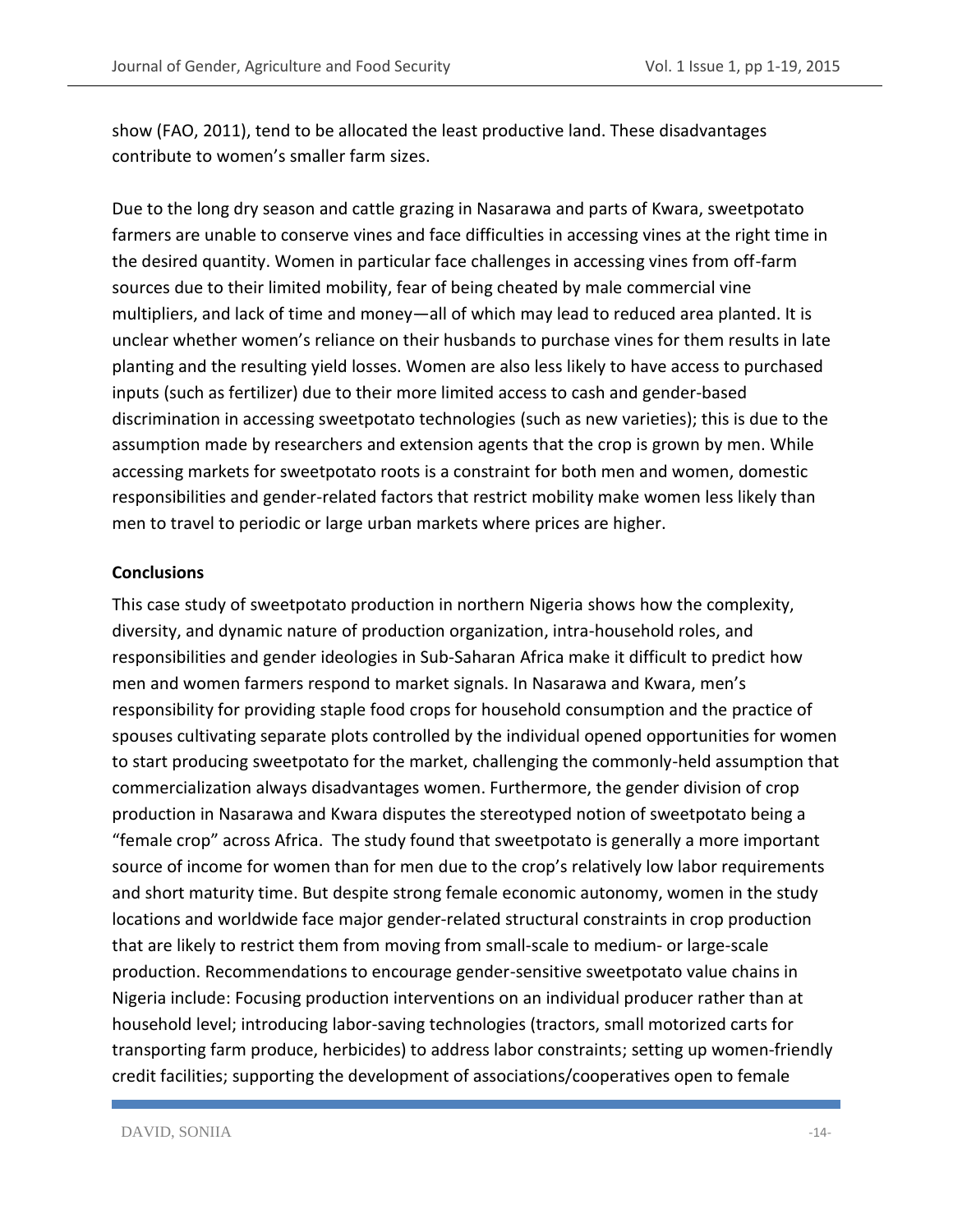show (FAO, 2011), tend to be allocated the least productive land. These disadvantages contribute to women's smaller farm sizes.

Due to the long dry season and cattle grazing in Nasarawa and parts of Kwara, sweetpotato farmers are unable to conserve vines and face difficulties in accessing vines at the right time in the desired quantity. Women in particular face challenges in accessing vines from off-farm sources due to their limited mobility, fear of being cheated by male commercial vine multipliers, and lack of time and money—all of which may lead to reduced area planted. It is unclear whether women's reliance on their husbands to purchase vines for them results in late planting and the resulting yield losses. Women are also less likely to have access to purchased inputs (such as fertilizer) due to their more limited access to cash and gender-based discrimination in accessing sweetpotato technologies (such as new varieties); this is due to the assumption made by researchers and extension agents that the crop is grown by men. While accessing markets for sweetpotato roots is a constraint for both men and women, domestic responsibilities and gender-related factors that restrict mobility make women less likely than men to travel to periodic or large urban markets where prices are higher.

**Conclusions**

This case study of sweetpotato production in northern Nigeria shows how the complexity, diversity, and dynamic nature of production organization, intra-household roles, and responsibilities and gender ideologies in Sub-Saharan Africa make it difficult to predict how men and women farmers respond to market signals. In Nasarawa and Kwara, men's responsibility for providing staple food crops for household consumption and the practice of spouses cultivating separate plots controlled by the individual opened opportunities for women to start producing sweetpotato for the market, challenging the commonly-held assumption that commercialization always disadvantages women. Furthermore, the gender division of crop production in Nasarawa and Kwara disputes the stereotyped notion of sweetpotato being a "female crop" across Africa. The study found that sweetpotato is generally a more important source of income for women than for men due to the crop's relatively low labor requirements and short maturity time. But despite strong female economic autonomy, women in the study locations and worldwide face major gender-related structural constraints in crop production that are likely to restrict them from moving from small-scale to medium- or large-scale production. Recommendations to encourage gender-sensitive sweetpotato value chains in Nigeria include: Focusing production interventions on an individual producer rather than at household level; introducing labor-saving technologies (tractors, small motorized carts for transporting farm produce, herbicides) to address labor constraints; setting up women-friendly credit facilities; supporting the development of associations/cooperatives open to female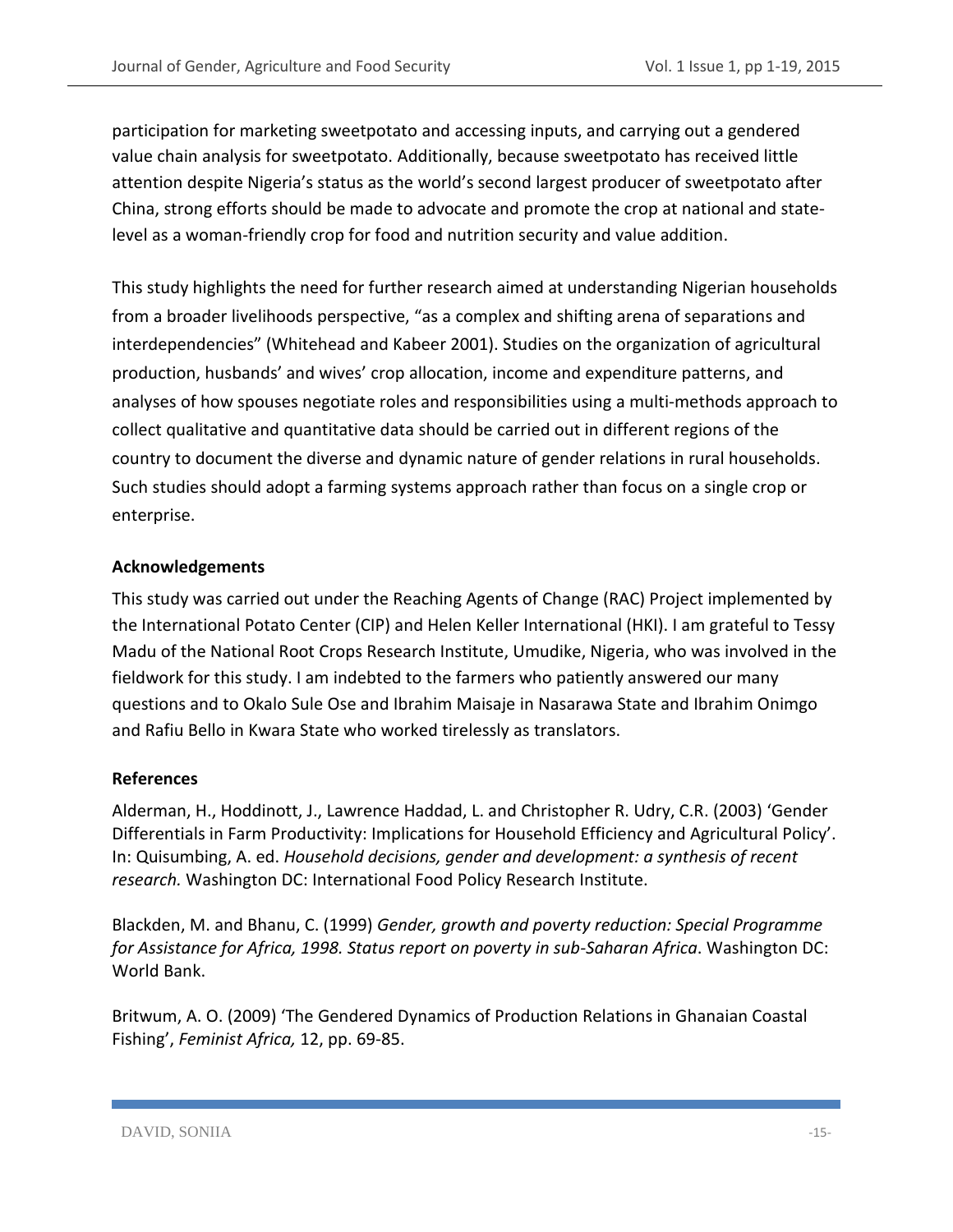participation for marketing sweetpotato and accessing inputs, and carrying out a gendered value chain analysis for sweetpotato. Additionally, because sweetpotato has received little attention despite Nigeria's status as the world's second largest producer of sweetpotato after China, strong efforts should be made to advocate and promote the crop at national and state-level as a woman-friendly crop for food and nutrition security and value addition.

This study highlights the need for further research aimed at understanding Nigerian households from a broader livelihoods perspective, "as a complex and shifting arena of separations and interdependencies" (Whitehead and Kabeer 2001). Studies on the organization of agricultural production, husbands' and wives' crop allocation, income and expenditure patterns, and analyses of how spouses negotiate roles and responsibilities using a multi-methods approach to collect qualitative and quantitative data should be carried out in different regions of the country to document the diverse and dynamic nature of gender relations in rural households. Such studies should adopt a farming systems approach rather than focus on a single crop or enterprise.

**Acknowledgements**

This study was carried out under the Reaching Agents of Change (RAC) Project implemented by the International Potato Center (CIP) and Helen Keller International (HKI). I am grateful to Tessy Madu of the National Root Crops Research Institute, Umudike, Nigeria, who was involved in the fieldwork for this study. I am indebted to the farmers who patiently answered our many questions and to Okalo Sule Ose and Ibrahim Maisaje in Nasarawa State and Ibrahim Onimgo and Rafiu Bello in Kwara State who worked tirelessly as translators.

**References**

Alderman, H., Hoddinott, J., Lawrence Haddad, L. and Christopher R. Udry, C.R. (2003) 'Gender Differentials in Farm Productivity: Implications for Household Efficiency and Agricultural Policy'. In: Quisumbing, A. ed. *Household decisions, gender and development: a synthesis of recent research.* Washington DC: International Food Policy Research Institute.

Blackden, M. and Bhanu, C. (1999) *Gender, growth and poverty reduction: Special Programme for Assistance for Africa, 1998. Status report on poverty in sub-Saharan Africa*. Washington DC: World Bank.

Britwum, A. O. (2009) 'The Gendered Dynamics of Production Relations in Ghanaian Coastal Fishing', *Feminist Africa,* 12, pp. 69-85.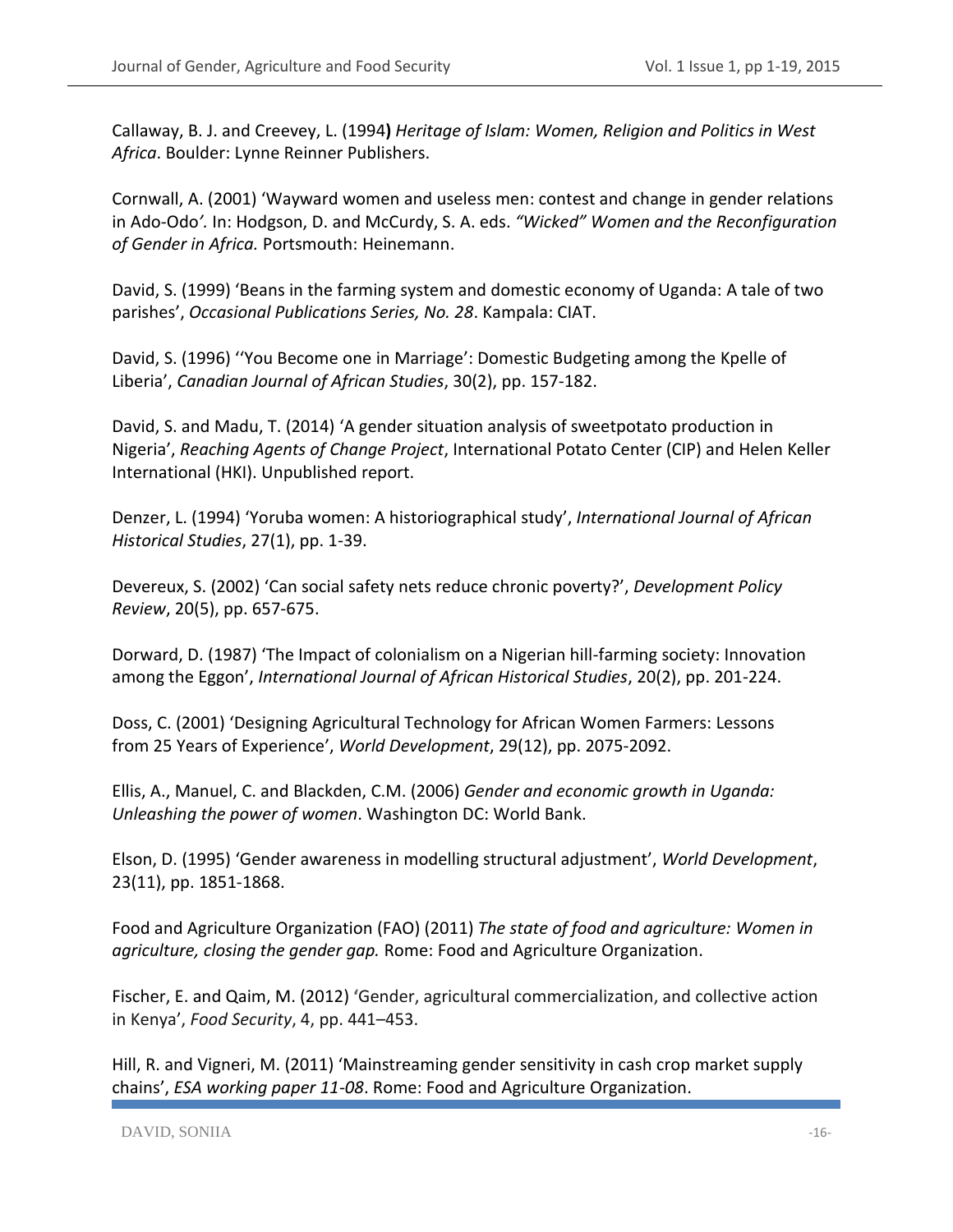Callaway, B. J. and Creevey, L. (1994) *Heritage of Islam: Women, Religion and Politics in West Africa*. Boulder: Lynne Reinner Publishers.

Cornwall, A. (2001) 'Wayward women and useless men: contest and change in gender relations in Ado-Odo'. In: Hodgson, D. and McCurdy, S. A. eds. *"Wicked" Women and the Reconfiguration of Gender in Africa.* Portsmouth: Heinemann.

David, S. (1999) 'Beans in the farming system and domestic economy of Uganda: A tale of two parishes', *Occasional Publications Series, No. 28*. Kampala: CIAT.

David, S. (1996) ''You Become one in Marriage': Domestic Budgeting among the Kpelle of Liberia', *Canadian Journal of African Studies*, 30(2), pp. 157-182.

David, S. and Madu, T. (2014) 'A gender situation analysis of sweetpotato production in Nigeria', *Reaching Agents of Change Project*, International Potato Center (CIP) and Helen Keller International (HKI). Unpublished report.

Denzer, L. (1994) 'Yoruba women: A historiographical study', *International Journal of African Historical Studies*, 27(1), pp. 1-39.

Devereux, S. (2002) 'Can social safety nets reduce chronic poverty?', *Development Policy Review*, 20(5), pp. 657-675.

Dorward, D. (1987) 'The Impact of colonialism on a Nigerian hill-farming society: Innovation among the Eggon', *International Journal of African Historical Studies*, 20(2), pp. 201-224.

Doss, C. (2001) 'Designing Agricultural Technology for African Women Farmers: Lessons from 25 Years of Experience', *World Development*, 29(12), pp. 2075-2092.

Ellis, A., Manuel, C. and Blackden, C.M. (2006) *Gender and economic growth in Uganda: Unleashing the power of women*. Washington DC: World Bank.

Elson, D. (1995) 'Gender awareness in modelling structural adjustment', *World Development*, 23(11), pp. 1851-1868.

Food and Agriculture Organization (FAO) (2011) *The state of food and agriculture: Women in agriculture, closing the gender gap.* Rome: Food and Agriculture Organization.

Fischer, E. and Qaim, M. (2012) 'Gender, agricultural commercialization, and collective action in Kenya', *Food Security*, 4, pp. 441–453.

Hill, R. and Vigneri, M. (2011) 'Mainstreaming gender sensitivity in cash crop market supply chains', *ESA working paper 11-08*. Rome: Food and Agriculture Organization.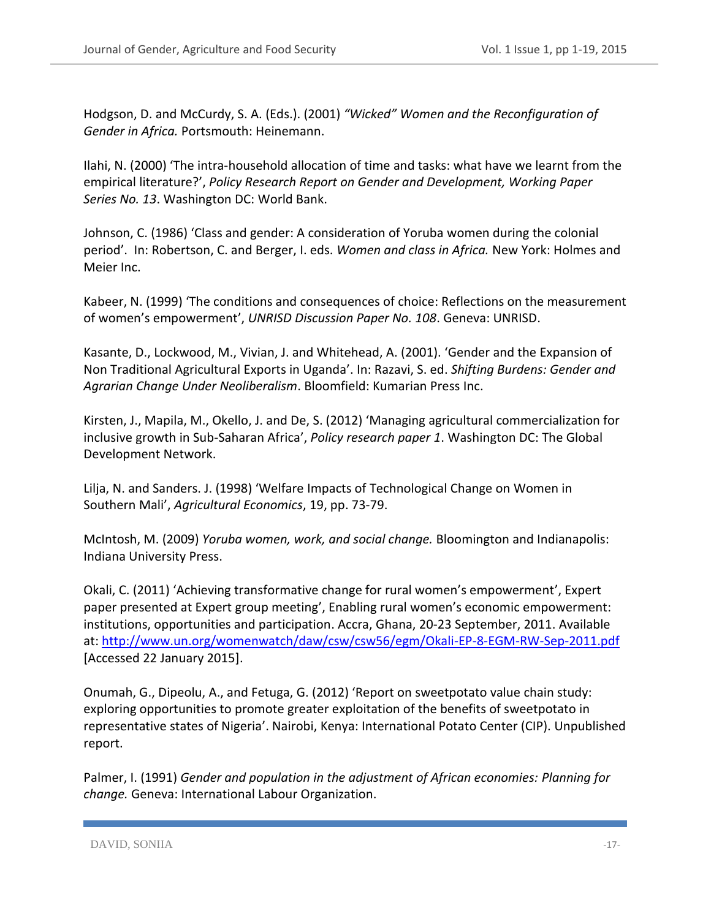Hodgson, D. and McCurdy, S. A. (Eds.). (2001) *"Wicked" Women and the Reconfiguration of Gender in Africa.* Portsmouth: Heinemann.

Ilahi, N. (2000) 'The intra-household allocation of time and tasks: what have we learnt from the empirical literature?', *Policy Research Report on Gender and Development, Working Paper Series No. 13*. Washington DC: World Bank.

Johnson, C. (1986) 'Class and gender: A consideration of Yoruba women during the colonial period'. In: Robertson, C. and Berger, I. eds. *Women and class in Africa.* New York: Holmes and Meier Inc.

Kabeer, N. (1999) 'The conditions and consequences of choice: Reflections on the measurement of women's empowerment', *UNRISD Discussion Paper No. 108*. Geneva: UNRISD.

Kasante, D., Lockwood, M., Vivian, J. and Whitehead, A. (2001). 'Gender and the Expansion of Non Traditional Agricultural Exports in Uganda'. In: Razavi, S. ed. *Shifting Burdens: Gender and Agrarian Change Under Neoliberalism*. Bloomfield: Kumarian Press Inc.

Kirsten, J., Mapila, M., Okello, J. and De, S. (2012) 'Managing agricultural commercialization for inclusive growth in Sub-Saharan Africa', *Policy research paper 1*. Washington DC: The Global Development Network.

Lilja, N. and Sanders. J. (1998) 'Welfare Impacts of Technological Change on Women in Southern Mali', *Agricultural Economics*, 19, pp. 73-79.

McIntosh, M. (2009) *Yoruba women, work, and social change.* Bloomington and Indianapolis: Indiana University Press.

Okali, C. (2011) 'Achieving transformative change for rural women's empowerment', Expert paper presented at Expert group meeting', Enabling rural women's economic empowerment: institutions, opportunities and participation. Accra, Ghana, 20-23 September, 2011. Available at: http://www.un.org/womenwatch/daw/csw/csw56/egm/Okali-EP-8-EGM-RW-Sep-2011.pdf [Accessed 22 January 2015].

Onumah, G., Dipeolu, A., and Fetuga, G. (2012) 'Report on sweetpotato value chain study: exploring opportunities to promote greater exploitation of the benefits of sweetpotato in representative states of Nigeria'. Nairobi, Kenya: International Potato Center (CIP). Unpublished report.

Palmer, I. (1991) *Gender and population in the adjustment of African economies: Planning for change.* Geneva: International Labour Organization.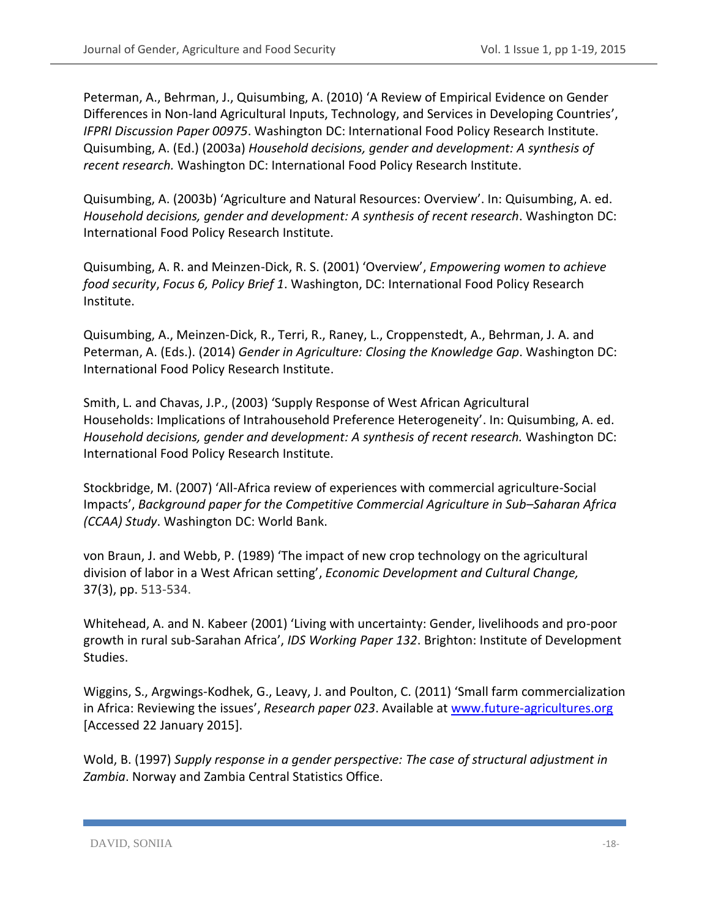Peterman, A., Behrman, J., Quisumbing, A. (2010) 'A Review of Empirical Evidence on Gender Differences in Non-land Agricultural Inputs, Technology, and Services in Developing Countries', *IFPRI Discussion Paper 00975*. Washington DC: International Food Policy Research Institute.
Quisumbing, A. (Ed.) (2003a) *Household decisions, gender and development: A synthesis of recent research.* Washington DC: International Food Policy Research Institute.

Quisumbing, A. (2003b) 'Agriculture and Natural Resources: Overview'. In: Quisumbing, A. ed. *Household decisions, gender and development: A synthesis of recent research*. Washington DC: International Food Policy Research Institute.

Quisumbing, A. R. and Meinzen-Dick, R. S. (2001) 'Overview', *Empowering women to achieve food security*, *Focus 6, Policy Brief 1*. Washington, DC: International Food Policy Research Institute.

Quisumbing, A., Meinzen-Dick, R., Terri, R., Raney, L., Croppenstedt, A., Behrman, J. A. and Peterman, A. (Eds.). (2014) *Gender in Agriculture: Closing the Knowledge Gap*. Washington DC: International Food Policy Research Institute.

Smith, L. and Chavas, J.P., (2003) 'Supply Response of West African Agricultural Households: Implications of Intrahousehold Preference Heterogeneity'. In: Quisumbing, A. ed. *Household decisions, gender and development: A synthesis of recent research.* Washington DC: International Food Policy Research Institute.

Stockbridge, M. (2007) 'All-Africa review of experiences with commercial agriculture-Social Impacts', *Background paper for the Competitive Commercial Agriculture in Sub–Saharan Africa (CCAA) Study*. Washington DC: World Bank.

von Braun, J. and Webb, P. (1989) 'The impact of new crop technology on the agricultural division of labor in a West African setting', *Economic Development and Cultural Change,* 37(3), pp. 513-534.

Whitehead, A. and N. Kabeer (2001) 'Living with uncertainty: Gender, livelihoods and pro-poor growth in rural sub-Sarahan Africa', *IDS Working Paper 132*. Brighton: Institute of Development Studies.

Wiggins, S., Argwings-Kodhek, G., Leavy, J. and Poulton, C. (2011) 'Small farm commercialization in Africa: Reviewing the issues', *Research paper 023*. Available at www.future-agricultures.org [Accessed 22 January 2015].

Wold, B. (1997) *Supply response in a gender perspective: The case of structural adjustment in Zambia*. Norway and Zambia Central Statistics Office.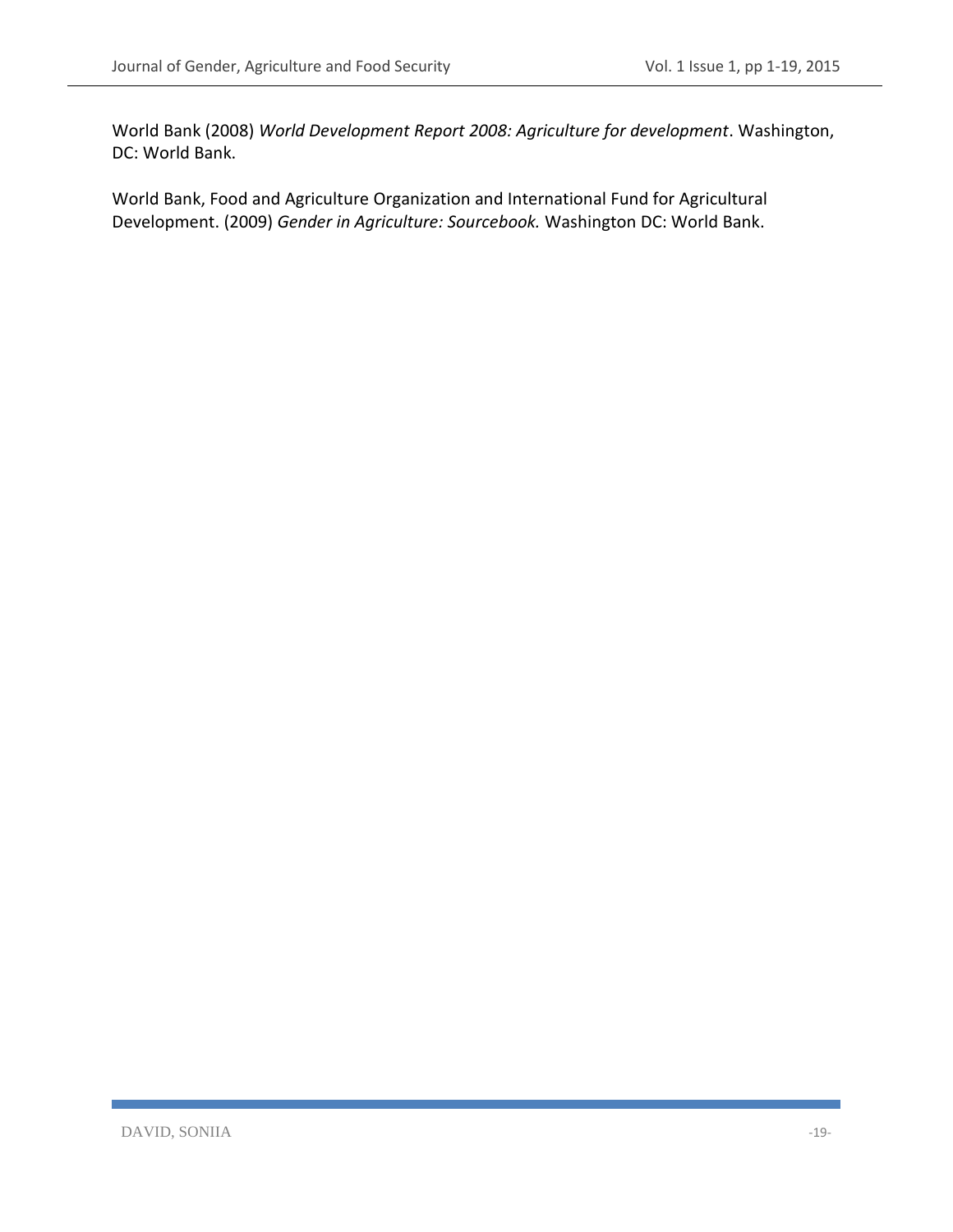World Bank (2008) *World Development Report 2008: Agriculture for development*. Washington, DC: World Bank.

World Bank, Food and Agriculture Organization and International Fund for Agricultural Development. (2009) *Gender in Agriculture: Sourcebook.* Washington DC: World Bank.